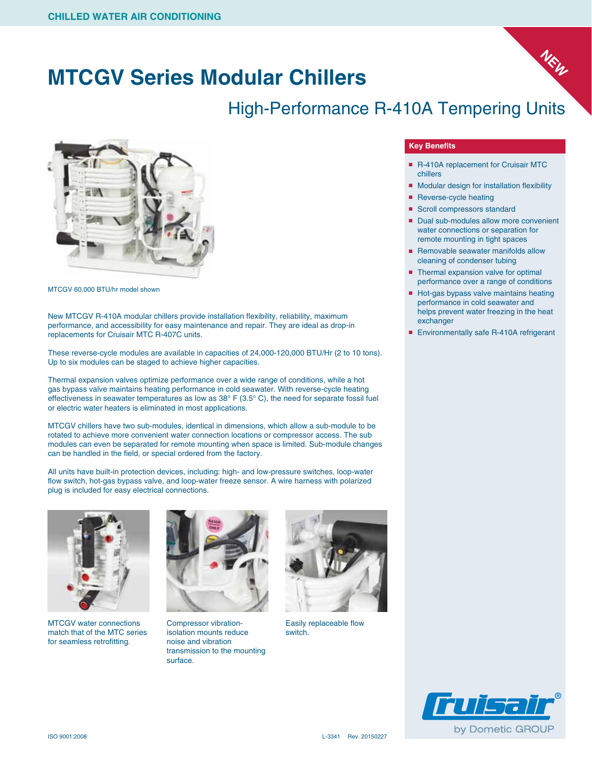CHILLED WATER AIR CONDITIONING

# MTCGV Series Modular Chillers

## High-Performance R-410A Tempering Units

NEW

MTCGV 60,000 BTU/hr model shown

New MTCGV R-410A modular chillers provide installation flexibility, reliability, maximum performance, and accessibility for easy maintenance and repair. They are ideal as drop-in replacements for Cruisair MTC R-407C units.

These reverse-cycle modules are available in capacities of 24,000-120,000 BTU/Hr (2 to 10 tons). Up to six modules can be staged to achieve higher capacities.

Thermal expansion valves optimize performance over a wide range of conditions, while a hot gas bypass valve maintains heating performance in cold seawater. With reverse-cycle heating effectiveness in seawater temperatures as low as 38° F (3.5° C), the need for separate fossil fuel or electric water heaters is eliminated in most applications.

MTCGV chillers have two sub-modules, identical in dimensions, which allow a sub-module to be rotated to achieve more convenient water connection locations or compressor access. The sub modules can even be separated for remote mounting when space is limited. Sub-module changes can be handled in the field, or special ordered from the factory.

All units have built-in protection devices, including: high- and low-pressure switches, loop-water flow switch, hot-gas bypass valve, and loop-water freeze sensor. A wire harness with polarized plug is included for easy electrical connections.

MTCGV water connections match that of the MTC series for seamless retrofitting.

Compressor vibration-isolation mounts reduce noise and vibration transmission to the mounting surface.

Easily replaceable flow switch.

### Key Benefits

- R-410A replacement for Cruisair MTC chillers
- Modular design for installation flexibility
- Reverse-cycle heating
- Scroll compressors standard
- Dual sub-modules allow more convenient water connections or separation for remote mounting in tight spaces
- Removable seawater manifolds allow cleaning of condenser tubing
- Thermal expansion valve for optimal performance over a range of conditions
- Hot-gas bypass valve maintains heating performance in cold seawater and helps prevent water freezing in the heat exchanger
- Environmentally safe R-410A refrigerant

Cruisair® by Dometic GROUP

ISO 9001:2008

L-3341 Rev. 20150227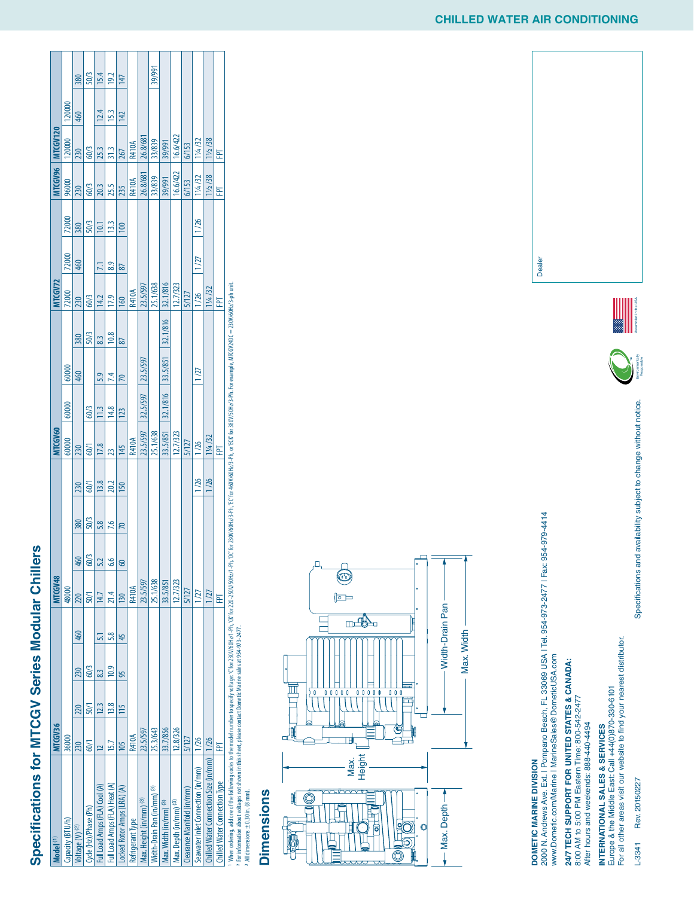# Specifications for MTCGV Series Modular Chillers

| Model [1] | MTCGV36 | | | | MTCGV48 | | | | MTCGV60 | | | | MTCGV72 | | | MTCGV96 | MTCGV120 | | |
|---|---|---|---|---|---|---|---|---|---|---|---|---|---|---|---|---|---|---|---|
| Capacity (BTU/h) | 36000 | | | | 48000 | | | | 60000 | 60000 | 60000 | | 72000 | 72000 | 72000 | 96000 | 120000 | 120000 | |
| Voltage (V) [2] | 230 | 220 | 230 | 460 | 220 | 460 | 380 | 230 | 230 | | 460 | 380 | 230 | 460 | 380 | 230 | 230 | 460 | 380 |
| Cycle (Hz)/Phase (Ph) | 60/1 | 50/1 | 60/3 | | 50/1 | 60/3 | 50/3 | 60/1 | 60/1 | 60/3 | | 50/3 | 60/3 | | 50/3 | 60/3 | 60/3 | | 50/3 |
| Full Load Amps (FLA) Cool (A) | 12 | 12.3 | 8.3 | 5.1 | 14.7 | 5.2 | 5.8 | 13.8 | 17.8 | 11.3 | 5.9 | 8.3 | 14.2 | 7.1 | 10.1 | 20.3 | 25.3 | 12.4 | 15.4 |
| Full Load Amps (FLA) Heat (A) | 15.7 | 13.8 | 10.9 | 5.8 | 21.4 | 6.6 | 7.6 | 20.2 | 23 | 14.8 | 7.4 | 10.8 | 17.9 | 8.9 | 13.3 | 25.5 | 31.3 | 15.3 | 19.2 |
| Locked Rotor Amps (LRA) (A) | 105 | 115 | 95 | 45 | 130 | 60 | 70 | 150 | 145 | 123 | 70 | 87 | 160 | 87 | 100 | 235 | 267 | 142 | 147 |
| Refrigerant Type | R410A | | | | R410A | | | | R410A | | | | R410A | | | R410A | R410A | | |
| Max. Height (in/mm) [3] | 23.5/597 | | | | 23.5/597 | | | | 23.5/597 | 32.5/597 | 23.5/597 | | 23.5/597 | | | 26.8/681 | 26.8/681 | | |
| Width-Drain Pan (in/mm) [3] | 25.3/643 | | | | 25.1/638 | | | | 25.1/638 | | | | 25.1/638 | | | 33/839 | 33/839 | | |
| Max. Width (in/mm) [3] | 33.7/856 | | | | 33.5/851 | | | | 33.5/851 | 32.1/816 | 33.5/851 | 32.1/816 | 32.1/816 | | | 39/991 | 39/991 | | 39/991 |
| Max. Depth (in/mm) [3] | 12.8/326 | | | | 12.7/323 | | | | 12.7/323 | | | | 12.7/323 | | | 16.6/422 | 16.6/422 | | |
| Clearance Manifold (in/mm) | 5/127 | | | | 5/127 | | | | 5/127 | | | | 5/127 | | | 6/153 | 6/153 | | |
| Seawater Inlet Connection (in/mm) | 1/26 | | | | 1/27 | | | 1/26 | 1/26 | | 1/27 | | 1/26 | 1/27 | 1/26 | 1¼ /32 | 1¼ /32 | | |
| Chilled Water Connection Size (in/mm) | 1/26 | | | | 1/27 | | | 1/26 | 1¼ /32 | | | | 1¼ /32 | | | 1½ /38 | 1½ /38 | | |
| Chilled Water Connection Type | FPT | | | | FPT | | | | FPT | | | | FPT | | | FPT | FPT | | |

[1] When ordering, add one of the following codes to the model number to specify voltage: 'C' for 230V/60Hz/1-Ph, 'CK' for 220-250V/50Hz/1-Ph, 'DC' for 230V/60Hz/3-Ph, 'EC' for 460V/60Hz/3-Ph, or 'ECK' for 380V/50Hz/3-Ph. For example, MTCGV24DC = 230V/60Hz/3-ph unit.
[2] For information about voltages not shown in this sheet, please contact Dometic Marine sales at 954-973-2477.
[3] All dimensions ±0.30 in. (8 mm).

## Dimensions

Max. Depth
Max. Height
Width-Drain Pan
Max. Width

**DOMETIC MARINE DIVISION**
2000 N. Andrews Ave. Ext. | Pompano Beach, FL 33069 USA | Tel. 954-973-2477 | Fax: 954-979-4414
www.Dometic.com/Marine | MarineSales@DometicUSA.com

**24/7 TECH SUPPORT FOR UNITED STATES & CANADA:**
8:00 AM to 5:00 PM Eastern Time: 800-542-2477
After hours and weekends: 888-440-4494

**INTERNATIONAL SALES & SERVICES**
Europe & the Middle East: Call +44(0)870-330-6101
For all other areas visit our website to find your nearest distributor.

L-3341 Rev. 20150227

Specifications and availability subject to change without notice.

Environmentally Responsible

Assembled in the USA

Dealer